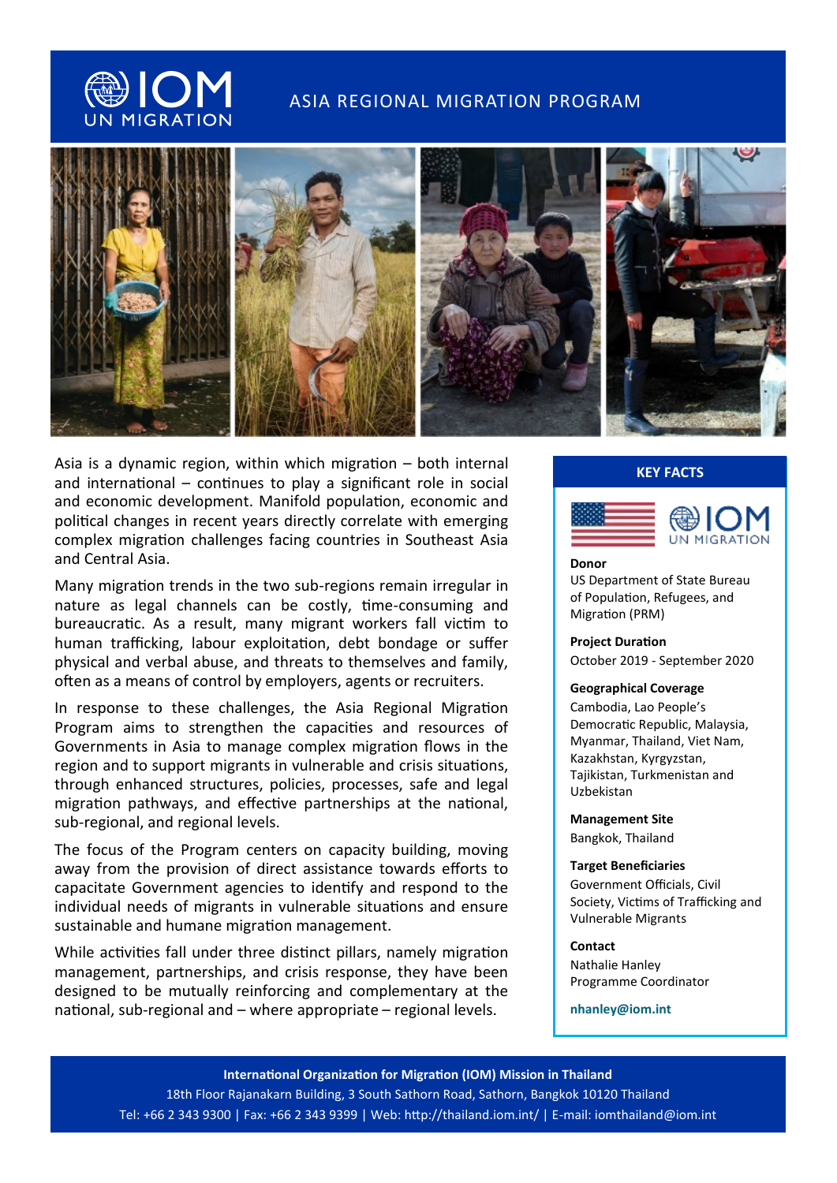# ASIA REGIONAL MIGRATION PROGRAM

Asia is a dynamic region, within which migration – both internal and international – continues to play a significant role in social and economic development. Manifold population, economic and political changes in recent years directly correlate with emerging complex migration challenges facing countries in Southeast Asia and Central Asia.

Many migration trends in the two sub-regions remain irregular in nature as legal channels can be costly, time-consuming and bureaucratic. As a result, many migrant workers fall victim to human trafficking, labour exploitation, debt bondage or suffer physical and verbal abuse, and threats to themselves and family, often as a means of control by employers, agents or recruiters.

In response to these challenges, the Asia Regional Migration Program aims to strengthen the capacities and resources of Governments in Asia to manage complex migration flows in the region and to support migrants in vulnerable and crisis situations, through enhanced structures, policies, processes, safe and legal migration pathways, and effective partnerships at the national, sub-regional, and regional levels.

The focus of the Program centers on capacity building, moving away from the provision of direct assistance towards efforts to capacitate Government agencies to identify and respond to the individual needs of migrants in vulnerable situations and ensure sustainable and humane migration management.

While activities fall under three distinct pillars, namely migration management, partnerships, and crisis response, they have been designed to be mutually reinforcing and complementary at the national, sub-regional and – where appropriate – regional levels.

## KEY FACTS

**Donor**
US Department of State Bureau of Population, Refugees, and Migration (PRM)

**Project Duration**
October 2019 - September 2020

**Geographical Coverage**
Cambodia, Lao People's Democratic Republic, Malaysia, Myanmar, Thailand, Viet Nam, Kazakhstan, Kyrgyzstan, Tajikistan, Turkmenistan and Uzbekistan

**Management Site**
Bangkok, Thailand

**Target Beneficiaries**
Government Officials, Civil Society, Victims of Trafficking and Vulnerable Migrants

**Contact**
Nathalie Hanley
Programme Coordinator

**nhanley@iom.int**

**International Organization for Migration (IOM) Mission in Thailand**
18th Floor Rajanakarn Building, 3 South Sathorn Road, Sathorn, Bangkok 10120 Thailand
Tel: +66 2 343 9300 | Fax: +66 2 343 9399 | Web: http://thailand.iom.int/ | E-mail: iomthailand@iom.int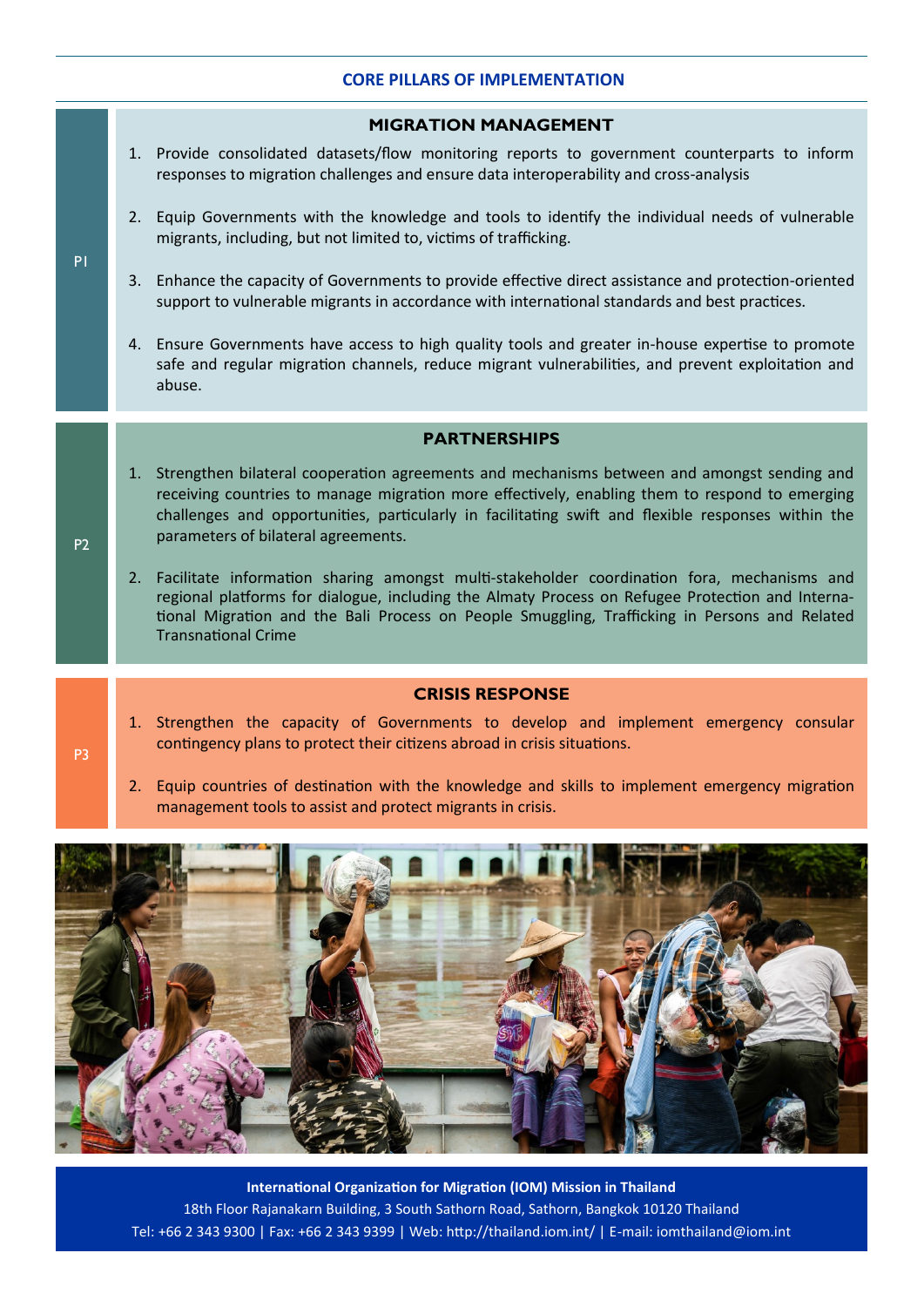## CORE PILLARS OF IMPLEMENTATION

### PI — MIGRATION MANAGEMENT

1. Provide consolidated datasets/flow monitoring reports to government counterparts to inform responses to migration challenges and ensure data interoperability and cross-analysis
2. Equip Governments with the knowledge and tools to identify the individual needs of vulnerable migrants, including, but not limited to, victims of trafficking.
3. Enhance the capacity of Governments to provide effective direct assistance and protection-oriented support to vulnerable migrants in accordance with international standards and best practices.
4. Ensure Governments have access to high quality tools and greater in-house expertise to promote safe and regular migration channels, reduce migrant vulnerabilities, and prevent exploitation and abuse.

### P2 — PARTNERSHIPS

1. Strengthen bilateral cooperation agreements and mechanisms between and amongst sending and receiving countries to manage migration more effectively, enabling them to respond to emerging challenges and opportunities, particularly in facilitating swift and flexible responses within the parameters of bilateral agreements.
2. Facilitate information sharing amongst multi-stakeholder coordination fora, mechanisms and regional platforms for dialogue, including the Almaty Process on Refugee Protection and International Migration and the Bali Process on People Smuggling, Trafficking in Persons and Related Transnational Crime

### P3 — CRISIS RESPONSE

1. Strengthen the capacity of Governments to develop and implement emergency consular contingency plans to protect their citizens abroad in crisis situations.
2. Equip countries of destination with the knowledge and skills to implement emergency migration management tools to assist and protect migrants in crisis.

**International Organization for Migration (IOM) Mission in Thailand**
18th Floor Rajanakarn Building, 3 South Sathorn Road, Sathorn, Bangkok 10120 Thailand
Tel: +66 2 343 9300 | Fax: +66 2 343 9399 | Web: http://thailand.iom.int/ | E-mail: iomthailand@iom.int